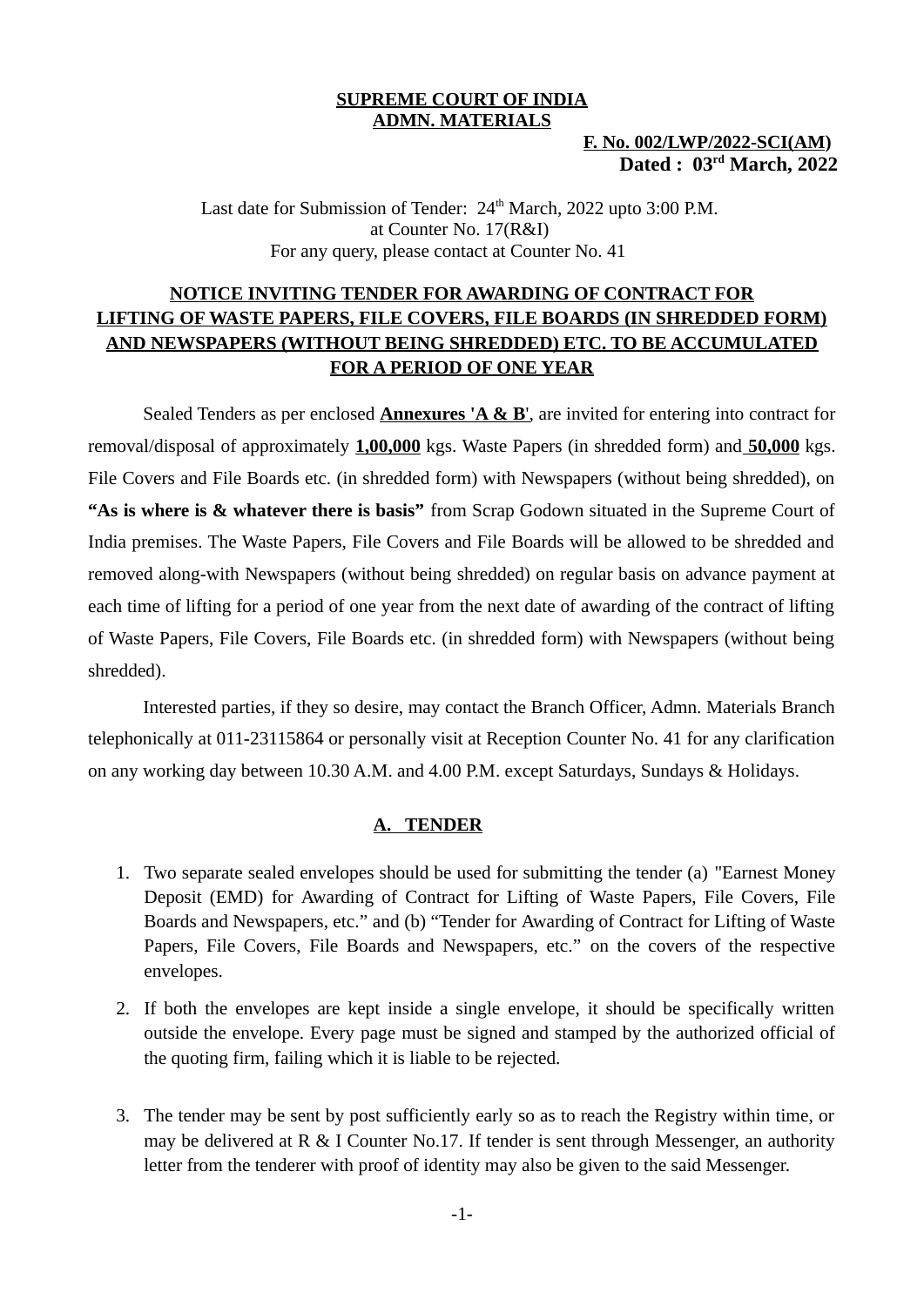**SUPREME COURT OF INDIA**
**ADMN. MATERIALS**

**F. No. 002/LWP/2022-SCI(AM)**
**Dated : 03rd March, 2022**

Last date for Submission of Tender: 24th March, 2022 upto 3:00 P.M.
at Counter No. 17(R&I)
For any query, please contact at Counter No. 41

## NOTICE INVITING TENDER FOR AWARDING OF CONTRACT FOR LIFTING OF WASTE PAPERS, FILE COVERS, FILE BOARDS (IN SHREDDED FORM) AND NEWSPAPERS (WITHOUT BEING SHREDDED) ETC. TO BE ACCUMULATED FOR A PERIOD OF ONE YEAR

Sealed Tenders as per enclosed **Annexures 'A & B'**, are invited for entering into contract for removal/disposal of approximately **1,00,000** kgs. Waste Papers (in shredded form) and **50,000** kgs. File Covers and File Boards etc. (in shredded form) with Newspapers (without being shredded), on **"As is where is & whatever there is basis"** from Scrap Godown situated in the Supreme Court of India premises. The Waste Papers, File Covers and File Boards will be allowed to be shredded and removed along-with Newspapers (without being shredded) on regular basis on advance payment at each time of lifting for a period of one year from the next date of awarding of the contract of lifting of Waste Papers, File Covers, File Boards etc. (in shredded form) with Newspapers (without being shredded).

Interested parties, if they so desire, may contact the Branch Officer, Admn. Materials Branch telephonically at 011-23115864 or personally visit at Reception Counter No. 41 for any clarification on any working day between 10.30 A.M. and 4.00 P.M. except Saturdays, Sundays & Holidays.

### A. TENDER

1. Two separate sealed envelopes should be used for submitting the tender (a) "Earnest Money Deposit (EMD) for Awarding of Contract for Lifting of Waste Papers, File Covers, File Boards and Newspapers, etc." and (b) "Tender for Awarding of Contract for Lifting of Waste Papers, File Covers, File Boards and Newspapers, etc." on the covers of the respective envelopes.
2. If both the envelopes are kept inside a single envelope, it should be specifically written outside the envelope. Every page must be signed and stamped by the authorized official of the quoting firm, failing which it is liable to be rejected.
3. The tender may be sent by post sufficiently early so as to reach the Registry within time, or may be delivered at R & I Counter No.17. If tender is sent through Messenger, an authority letter from the tenderer with proof of identity may also be given to the said Messenger.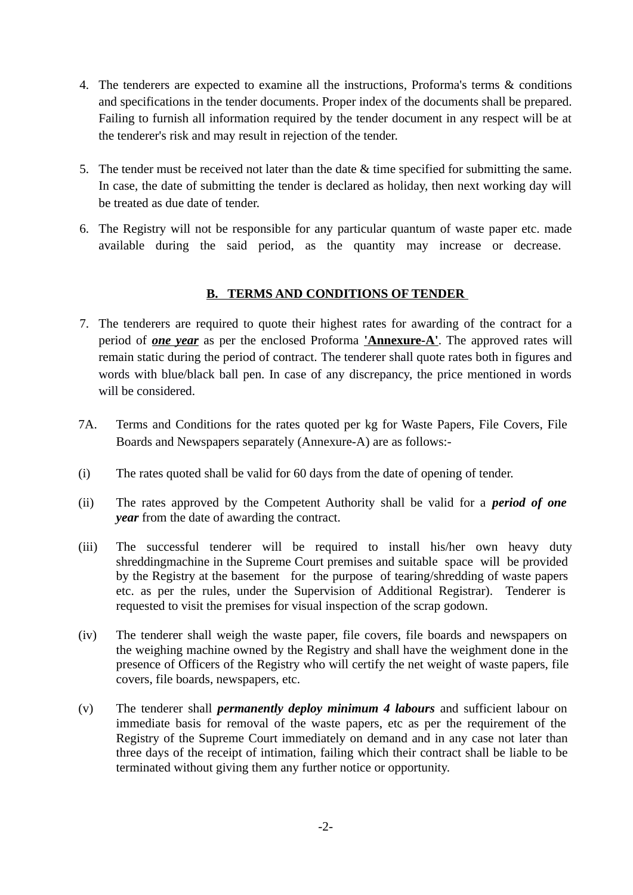4. The tenderers are expected to examine all the instructions, Proforma's terms & conditions and specifications in the tender documents. Proper index of the documents shall be prepared. Failing to furnish all information required by the tender document in any respect will be at the tenderer's risk and may result in rejection of the tender.

5. The tender must be received not later than the date & time specified for submitting the same. In case, the date of submitting the tender is declared as holiday, then next working day will be treated as due date of tender.

6. The Registry will not be responsible for any particular quantum of waste paper etc. made available during the said period, as the quantity may increase or decrease.

## B. TERMS AND CONDITIONS OF TENDER

7. The tenderers are required to quote their highest rates for awarding of the contract for a period of ***one year*** as per the enclosed Proforma **'Annexure-A'**. The approved rates will remain static during the period of contract. The tenderer shall quote rates both in figures and words with blue/black ball pen. In case of any discrepancy, the price mentioned in words will be considered.

7A. Terms and Conditions for the rates quoted per kg for Waste Papers, File Covers, File Boards and Newspapers separately (Annexure-A) are as follows:-

(i) The rates quoted shall be valid for 60 days from the date of opening of tender.

(ii) The rates approved by the Competent Authority shall be valid for a ***period of one year*** from the date of awarding the contract.

(iii) The successful tenderer will be required to install his/her own heavy duty shreddingmachine in the Supreme Court premises and suitable space will be provided by the Registry at the basement for the purpose of tearing/shredding of waste papers etc. as per the rules, under the Supervision of Additional Registrar). Tenderer is requested to visit the premises for visual inspection of the scrap godown.

(iv) The tenderer shall weigh the waste paper, file covers, file boards and newspapers on the weighing machine owned by the Registry and shall have the weighment done in the presence of Officers of the Registry who will certify the net weight of waste papers, file covers, file boards, newspapers, etc.

(v) The tenderer shall ***permanently deploy minimum 4 labours*** and sufficient labour on immediate basis for removal of the waste papers, etc as per the requirement of the Registry of the Supreme Court immediately on demand and in any case not later than three days of the receipt of intimation, failing which their contract shall be liable to be terminated without giving them any further notice or opportunity.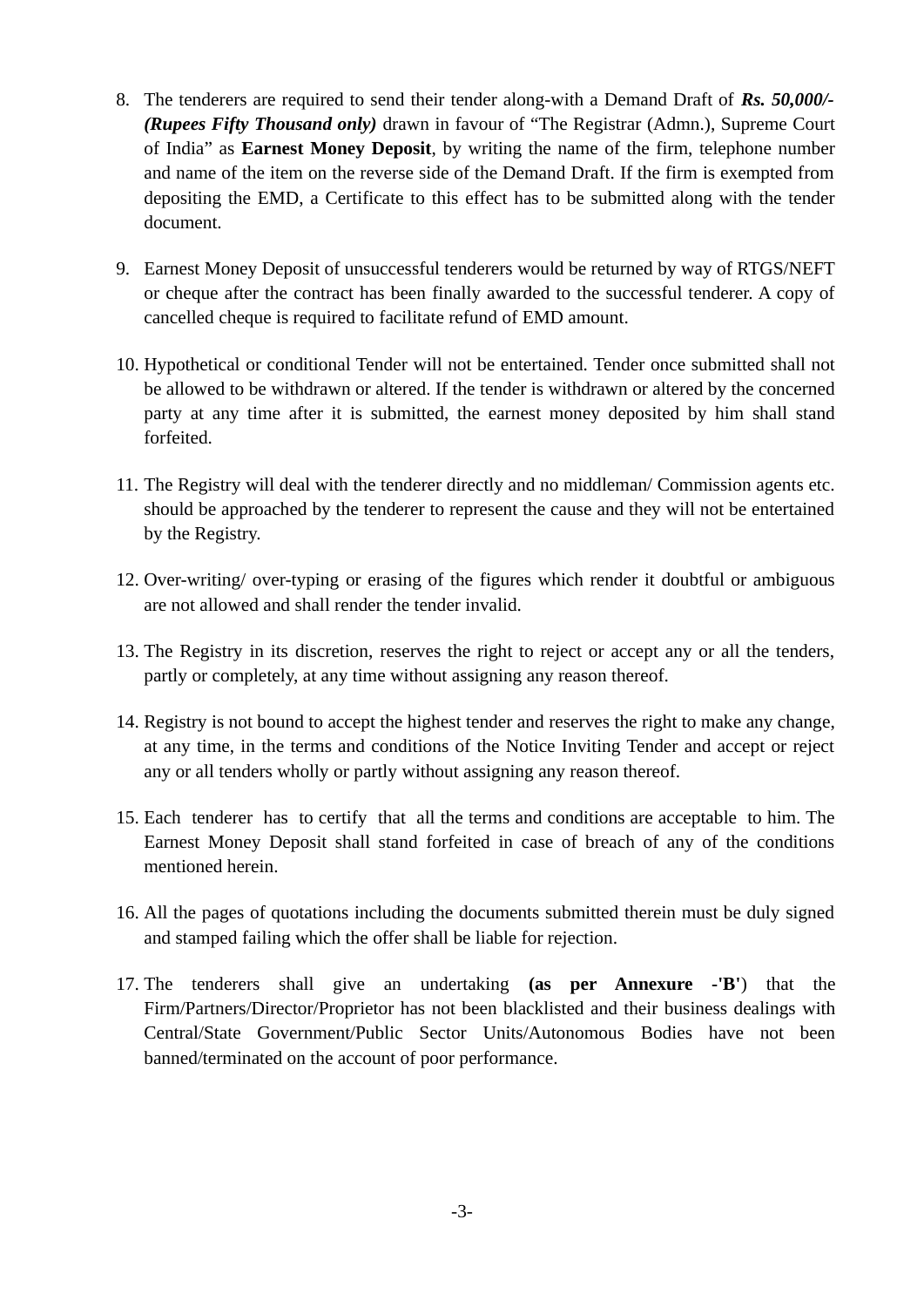8. The tenderers are required to send their tender along-with a Demand Draft of ***Rs. 50,000/- (Rupees Fifty Thousand only)*** drawn in favour of "The Registrar (Admn.), Supreme Court of India" as **Earnest Money Deposit**, by writing the name of the firm, telephone number and name of the item on the reverse side of the Demand Draft. If the firm is exempted from depositing the EMD, a Certificate to this effect has to be submitted along with the tender document.

9. Earnest Money Deposit of unsuccessful tenderers would be returned by way of RTGS/NEFT or cheque after the contract has been finally awarded to the successful tenderer. A copy of cancelled cheque is required to facilitate refund of EMD amount.

10. Hypothetical or conditional Tender will not be entertained. Tender once submitted shall not be allowed to be withdrawn or altered. If the tender is withdrawn or altered by the concerned party at any time after it is submitted, the earnest money deposited by him shall stand forfeited.

11. The Registry will deal with the tenderer directly and no middleman/ Commission agents etc. should be approached by the tenderer to represent the cause and they will not be entertained by the Registry.

12. Over-writing/ over-typing or erasing of the figures which render it doubtful or ambiguous are not allowed and shall render the tender invalid.

13. The Registry in its discretion, reserves the right to reject or accept any or all the tenders, partly or completely, at any time without assigning any reason thereof.

14. Registry is not bound to accept the highest tender and reserves the right to make any change, at any time, in the terms and conditions of the Notice Inviting Tender and accept or reject any or all tenders wholly or partly without assigning any reason thereof.

15. Each tenderer has to certify that all the terms and conditions are acceptable to him. The Earnest Money Deposit shall stand forfeited in case of breach of any of the conditions mentioned herein.

16. All the pages of quotations including the documents submitted therein must be duly signed and stamped failing which the offer shall be liable for rejection.

17. The tenderers shall give an undertaking **(as per Annexure -'B'**) that the Firm/Partners/Director/Proprietor has not been blacklisted and their business dealings with Central/State Government/Public Sector Units/Autonomous Bodies have not been banned/terminated on the account of poor performance.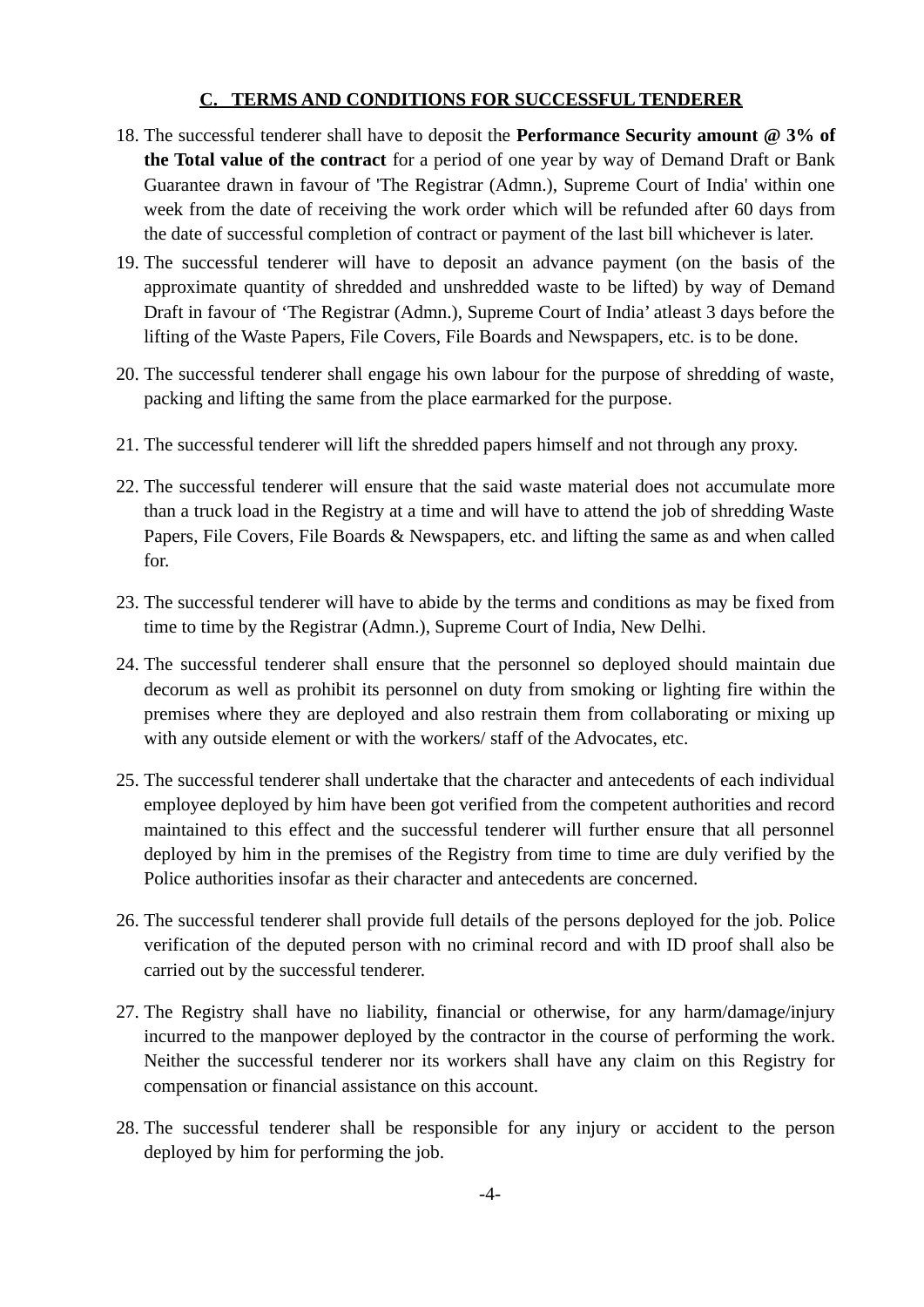## C. TERMS AND CONDITIONS FOR SUCCESSFUL TENDERER

18. The successful tenderer shall have to deposit the **Performance Security amount @ 3% of the Total value of the contract** for a period of one year by way of Demand Draft or Bank Guarantee drawn in favour of 'The Registrar (Admn.), Supreme Court of India' within one week from the date of receiving the work order which will be refunded after 60 days from the date of successful completion of contract or payment of the last bill whichever is later.

19. The successful tenderer will have to deposit an advance payment (on the basis of the approximate quantity of shredded and unshredded waste to be lifted) by way of Demand Draft in favour of 'The Registrar (Admn.), Supreme Court of India' atleast 3 days before the lifting of the Waste Papers, File Covers, File Boards and Newspapers, etc. is to be done.

20. The successful tenderer shall engage his own labour for the purpose of shredding of waste, packing and lifting the same from the place earmarked for the purpose.

21. The successful tenderer will lift the shredded papers himself and not through any proxy.

22. The successful tenderer will ensure that the said waste material does not accumulate more than a truck load in the Registry at a time and will have to attend the job of shredding Waste Papers, File Covers, File Boards & Newspapers, etc. and lifting the same as and when called for.

23. The successful tenderer will have to abide by the terms and conditions as may be fixed from time to time by the Registrar (Admn.), Supreme Court of India, New Delhi.

24. The successful tenderer shall ensure that the personnel so deployed should maintain due decorum as well as prohibit its personnel on duty from smoking or lighting fire within the premises where they are deployed and also restrain them from collaborating or mixing up with any outside element or with the workers/ staff of the Advocates, etc.

25. The successful tenderer shall undertake that the character and antecedents of each individual employee deployed by him have been got verified from the competent authorities and record maintained to this effect and the successful tenderer will further ensure that all personnel deployed by him in the premises of the Registry from time to time are duly verified by the Police authorities insofar as their character and antecedents are concerned.

26. The successful tenderer shall provide full details of the persons deployed for the job. Police verification of the deputed person with no criminal record and with ID proof shall also be carried out by the successful tenderer.

27. The Registry shall have no liability, financial or otherwise, for any harm/damage/injury incurred to the manpower deployed by the contractor in the course of performing the work. Neither the successful tenderer nor its workers shall have any claim on this Registry for compensation or financial assistance on this account.

28. The successful tenderer shall be responsible for any injury or accident to the person deployed by him for performing the job.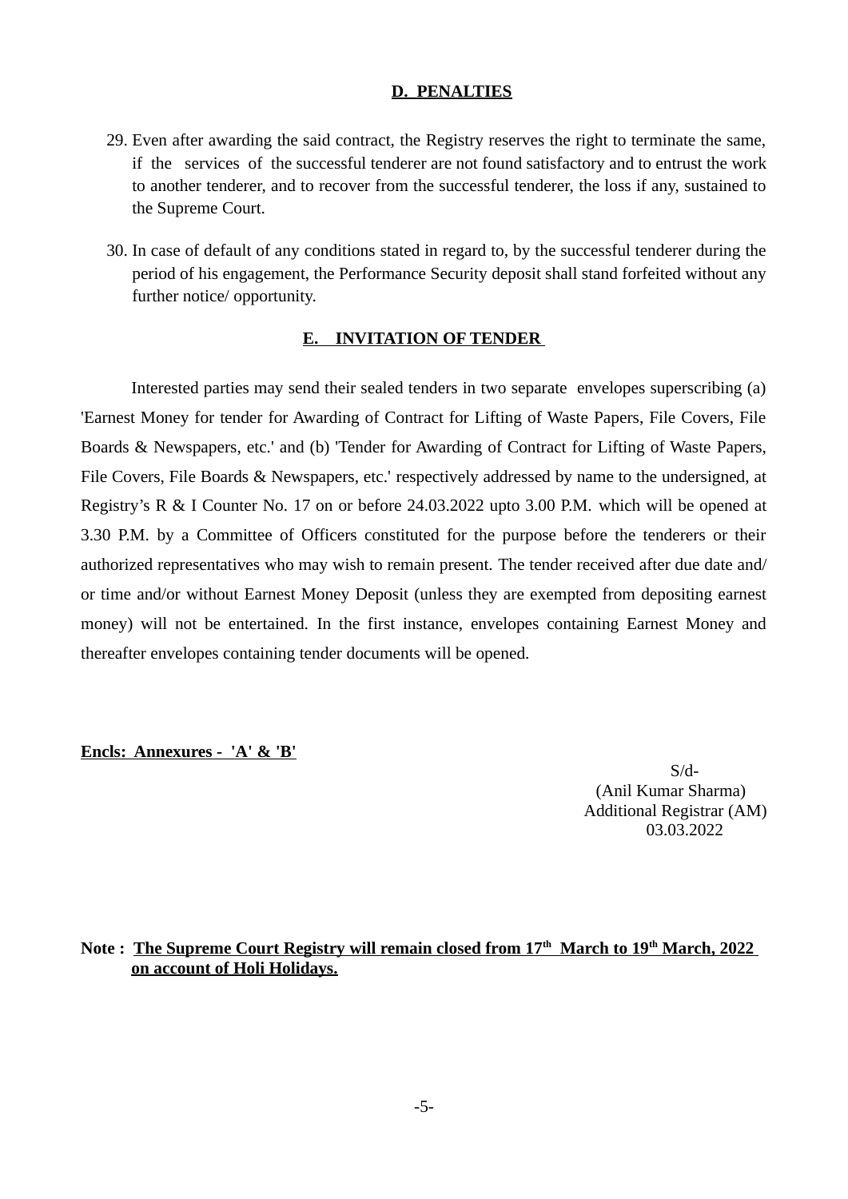## D. PENALTIES

29. Even after awarding the said contract, the Registry reserves the right to terminate the same, if the services of the successful tenderer are not found satisfactory and to entrust the work to another tenderer, and to recover from the successful tenderer, the loss if any, sustained to the Supreme Court.

30. In case of default of any conditions stated in regard to, by the successful tenderer during the period of his engagement, the Performance Security deposit shall stand forfeited without any further notice/ opportunity.

## E. INVITATION OF TENDER

Interested parties may send their sealed tenders in two separate envelopes superscribing (a) 'Earnest Money for tender for Awarding of Contract for Lifting of Waste Papers, File Covers, File Boards & Newspapers, etc.' and (b) 'Tender for Awarding of Contract for Lifting of Waste Papers, File Covers, File Boards & Newspapers, etc.' respectively addressed by name to the undersigned, at Registry's R & I Counter No. 17 on or before 24.03.2022 upto 3.00 P.M. which will be opened at 3.30 P.M. by a Committee of Officers constituted for the purpose before the tenderers or their authorized representatives who may wish to remain present. The tender received after due date and/ or time and/or without Earnest Money Deposit (unless they are exempted from depositing earnest money) will not be entertained. In the first instance, envelopes containing Earnest Money and thereafter envelopes containing tender documents will be opened.

**Encls: Annexures - 'A' & 'B'**

S/d-
(Anil Kumar Sharma)
Additional Registrar (AM)
03.03.2022

**Note : The Supreme Court Registry will remain closed from 17th March to 19th March, 2022 on account of Holi Holidays.**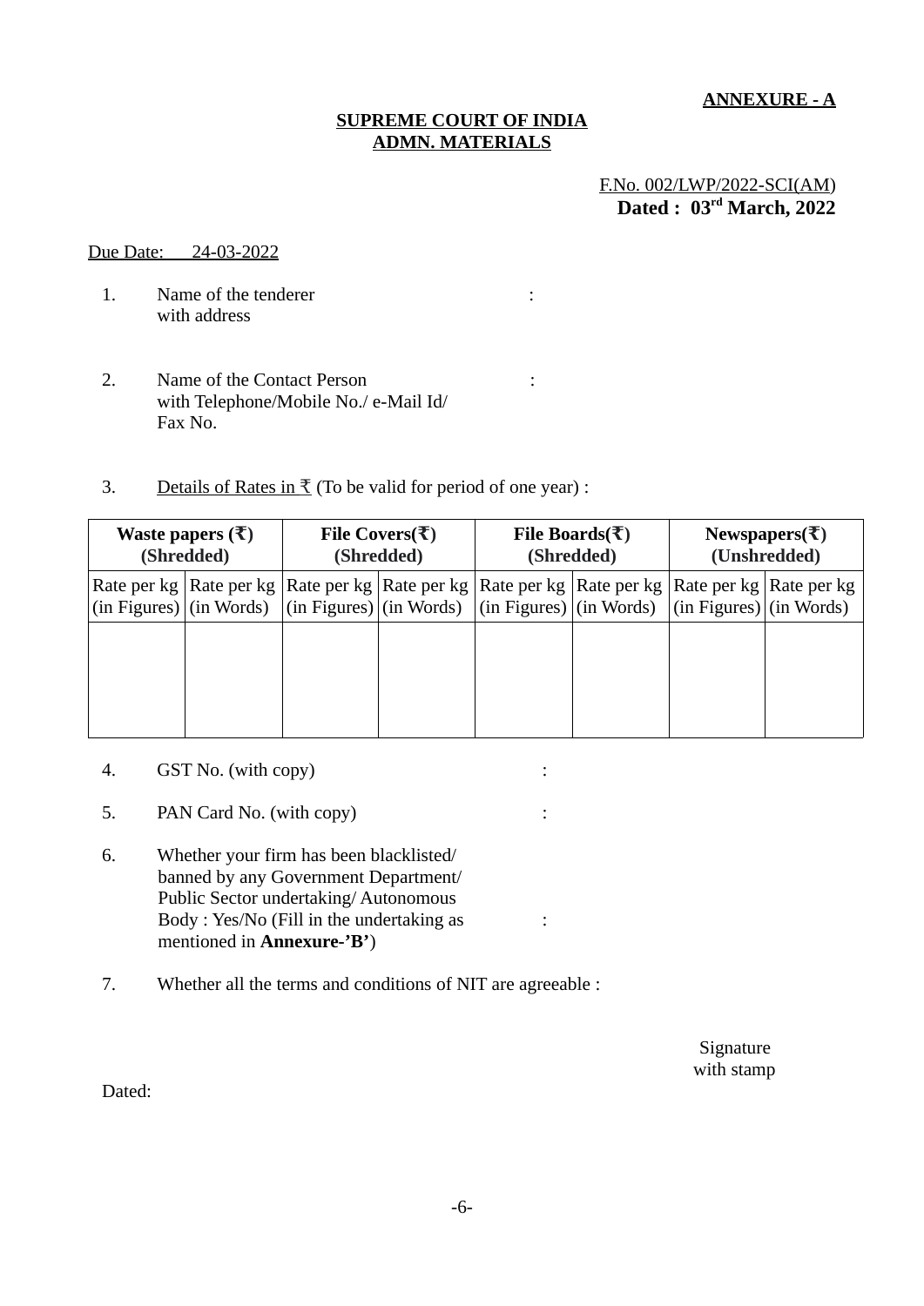**ANNEXURE - A**

**SUPREME COURT OF INDIA**
**ADMN. MATERIALS**

F.No. 002/LWP/2022-SCI(AM)
**Dated : 03rd March, 2022**

Due Date: 24-03-2022

1. Name of the tenderer with address :

2. Name of the Contact Person with Telephone/Mobile No./ e-Mail Id/ Fax No. :

3. Details of Rates in ₹ (To be valid for period of one year) :

| **Waste papers (₹) (Shredded)** | | **File Covers(₹) (Shredded)** | | **File Boards(₹) (Shredded)** | | **Newspapers(₹) (Unshredded)** | |
|---|---|---|---|---|---|---|---|
| Rate per kg (in Figures) | Rate per kg (in Words) | Rate per kg (in Figures) | Rate per kg (in Words) | Rate per kg (in Figures) | Rate per kg (in Words) | Rate per kg (in Figures) | Rate per kg (in Words) |
| | | | | | | | |

4. GST No. (with copy) :

5. PAN Card No. (with copy) :

6. Whether your firm has been blacklisted/ banned by any Government Department/ Public Sector undertaking/ Autonomous Body : Yes/No (Fill in the undertaking as mentioned in **Annexure-'B'**) :

7. Whether all the terms and conditions of NIT are agreeable :

Signature
with stamp

Dated: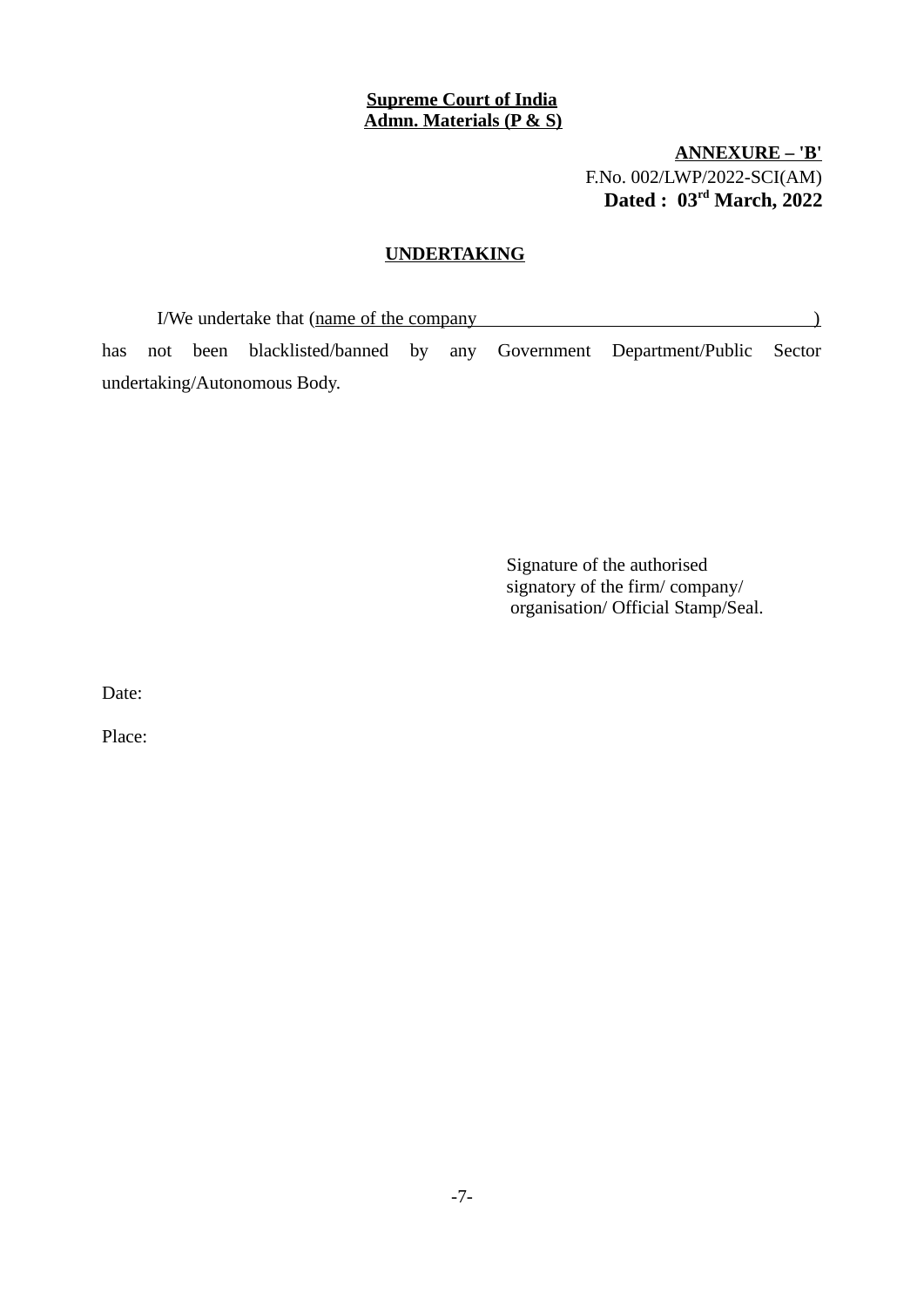**Supreme Court of India**
**Admn. Materials (P & S)**

**ANNEXURE – 'B'**
F.No. 002/LWP/2022-SCI(AM)
**Dated : 03rd March, 2022**

## UNDERTAKING

I/We undertake that (name of the company ______________________________) has not been blacklisted/banned by any Government Department/Public Sector undertaking/Autonomous Body.

Signature of the authorised signatory of the firm/ company/ organisation/ Official Stamp/Seal.

Date:

Place: